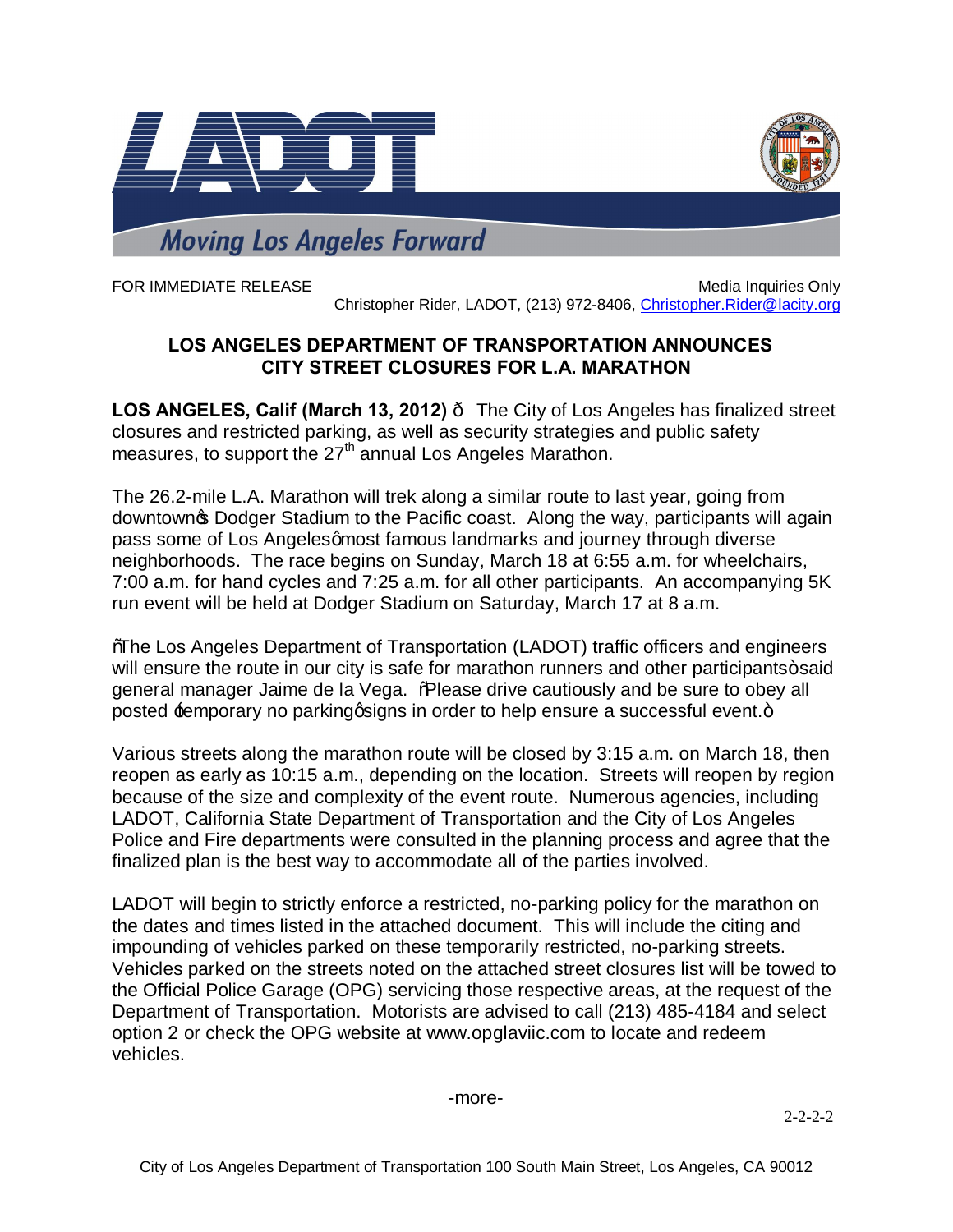FOR IMMEDIATE RELEASE

Media Inquiries Only
Christopher Rider, LADOT, (213) 972-8406, Christopher.Rider@lacity.org

## LOS ANGELES DEPARTMENT OF TRANSPORTATION ANNOUNCES CITY STREET CLOSURES FOR L.A. MARATHON

**LOS ANGELES, Calif (March 13, 2012)** – The City of Los Angeles has finalized street closures and restricted parking, as well as security strategies and public safety measures, to support the 27th annual Los Angeles Marathon.

The 26.2-mile L.A. Marathon will trek along a similar route to last year, going from downtown's Dodger Stadium to the Pacific coast. Along the way, participants will again pass some of Los Angeles' most famous landmarks and journey through diverse neighborhoods. The race begins on Sunday, March 18 at 6:55 a.m. for wheelchairs, 7:00 a.m. for hand cycles and 7:25 a.m. for all other participants. An accompanying 5K run event will be held at Dodger Stadium on Saturday, March 17 at 8 a.m.

"The Los Angeles Department of Transportation (LADOT) traffic officers and engineers will ensure the route in our city is safe for marathon runners and other participants" said general manager Jaime de la Vega. "Please drive cautiously and be sure to obey all posted 'temporary no parking' signs in order to help ensure a successful event."

Various streets along the marathon route will be closed by 3:15 a.m. on March 18, then reopen as early as 10:15 a.m., depending on the location. Streets will reopen by region because of the size and complexity of the event route. Numerous agencies, including LADOT, California State Department of Transportation and the City of Los Angeles Police and Fire departments were consulted in the planning process and agree that the finalized plan is the best way to accommodate all of the parties involved.

LADOT will begin to strictly enforce a restricted, no-parking policy for the marathon on the dates and times listed in the attached document. This will include the citing and impounding of vehicles parked on these temporarily restricted, no-parking streets. Vehicles parked on the streets noted on the attached street closures list will be towed to the Official Police Garage (OPG) servicing those respective areas, at the request of the Department of Transportation. Motorists are advised to call (213) 485-4184 and select option 2 or check the OPG website at www.opglaviic.com to locate and redeem vehicles.

-more-

2-2-2-2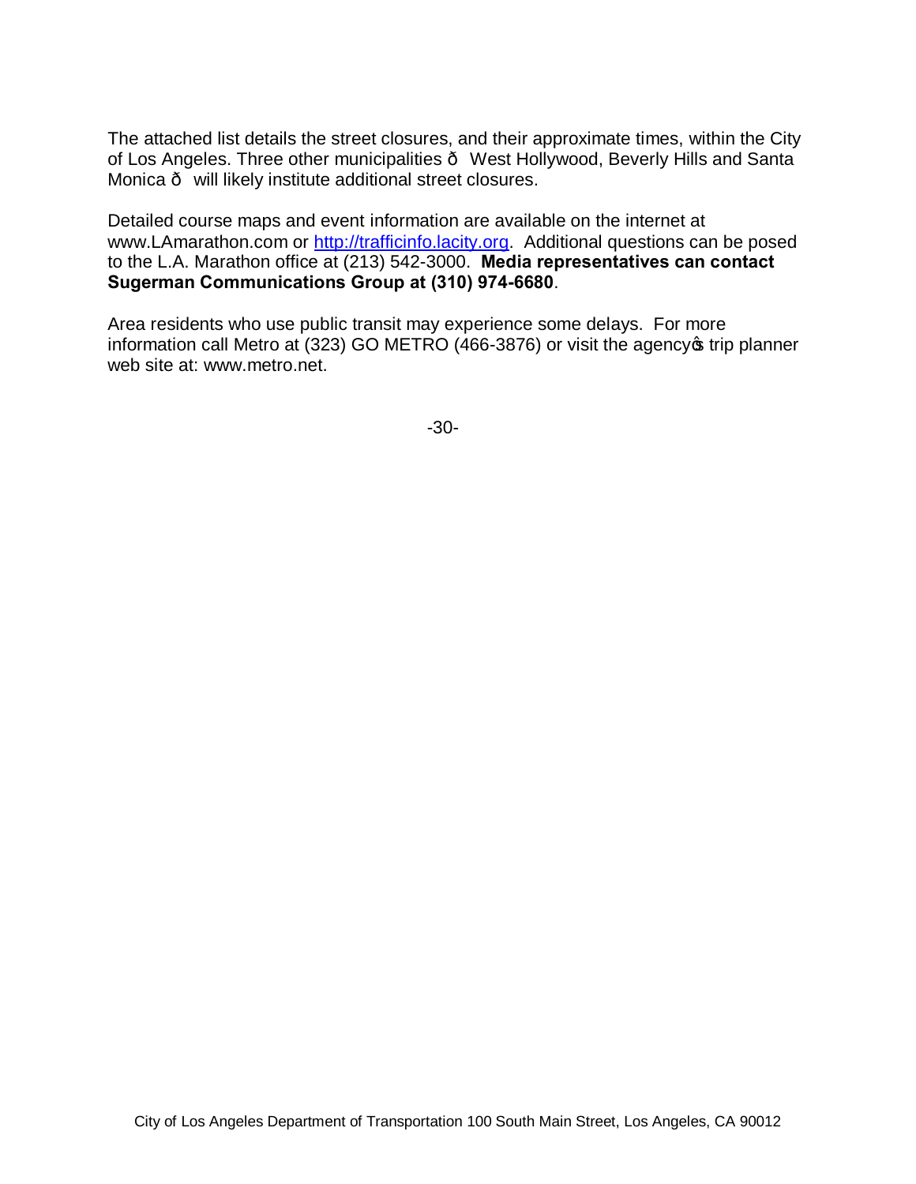The attached list details the street closures, and their approximate times, within the City of Los Angeles. Three other municipalities ð West Hollywood, Beverly Hills and Santa Monica ð will likely institute additional street closures.

Detailed course maps and event information are available on the internet at www.LAmarathon.com or [http://trafficinfo.lacity.org](http://trafficinfo.lacity.org). Additional questions can be posed to the L.A. Marathon office at (213) 542-3000. **Media representatives can contact Sugerman Communications Group at (310) 974-6680**.

Area residents who use public transit may experience some delays. For more information call Metro at (323) GO METRO (466-3876) or visit the agencyǿs trip planner web site at: www.metro.net.

-30-

City of Los Angeles Department of Transportation 100 South Main Street, Los Angeles, CA 90012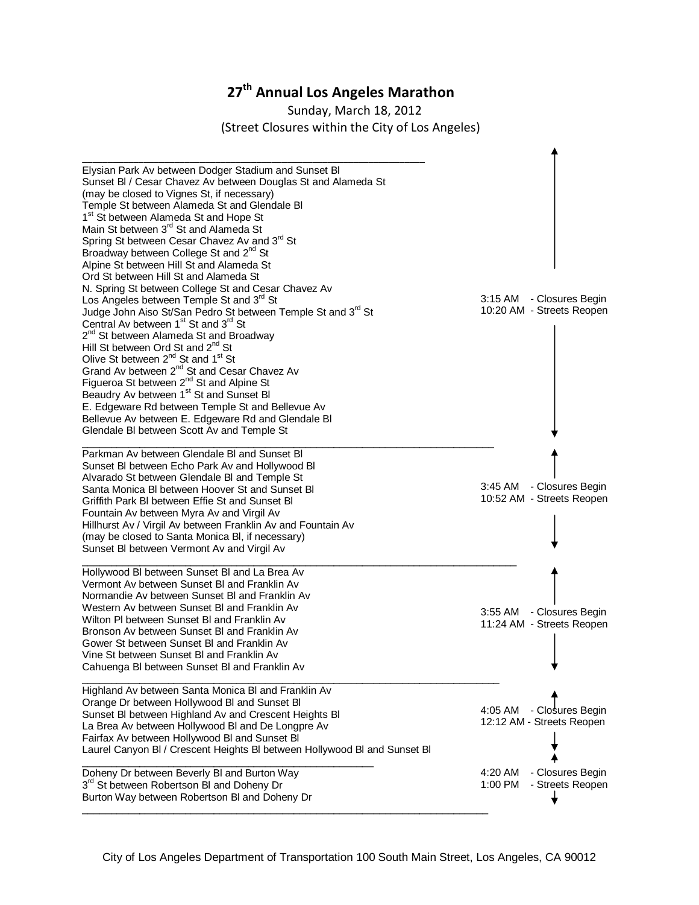# 27th Annual Los Angeles Marathon

Sunday, March 18, 2012

(Street Closures within the City of Los Angeles)

| Streets | Times |
|---|---|
| Elysian Park Av between Dodger Stadium and Sunset Bl<br>Sunset Bl / Cesar Chavez Av between Douglas St and Alameda St (may be closed to Vignes St, if necessary)<br>Temple St between Alameda St and Glendale Bl<br>1st St between Alameda St and Hope St<br>Main St between 3rd St and Alameda St<br>Spring St between Cesar Chavez Av and 3rd St<br>Broadway between College St and 2nd St<br>Alpine St between Hill St and Alameda St<br>Ord St between Hill St and Alameda St<br>N. Spring St between College St and Cesar Chavez Av<br>Los Angeles between Temple St and 3rd St<br>Judge John Aiso St/San Pedro St between Temple St and 3rd St<br>Central Av between 1st St and 3rd St<br>2nd St between Alameda St and Broadway<br>Hill St between Ord St and 2nd St<br>Olive St between 2nd St and 1st St<br>Grand Av between 2nd St and Cesar Chavez Av<br>Figueroa St between 2nd St and Alpine St<br>Beaudry Av between 1st St and Sunset Bl<br>E. Edgeware Rd between Temple St and Bellevue Av<br>Bellevue Av between E. Edgeware Rd and Glendale Bl<br>Glendale Bl between Scott Av and Temple St | 3:15 AM - Closures Begin<br>10:20 AM - Streets Reopen |
| Parkman Av between Glendale Bl and Sunset Bl<br>Sunset Bl between Echo Park Av and Hollywood Bl<br>Alvarado St between Glendale Bl and Temple St<br>Santa Monica Bl between Hoover St and Sunset Bl<br>Griffith Park Bl between Effie St and Sunset Bl<br>Fountain Av between Myra Av and Virgil Av<br>Hillhurst Av / Virgil Av between Franklin Av and Fountain Av (may be closed to Santa Monica Bl, if necessary)<br>Sunset Bl between Vermont Av and Virgil Av | 3:45 AM - Closures Begin<br>10:52 AM - Streets Reopen |
| Hollywood Bl between Sunset Bl and La Brea Av<br>Vermont Av between Sunset Bl and Franklin Av<br>Normandie Av between Sunset Bl and Franklin Av<br>Western Av between Sunset Bl and Franklin Av<br>Wilton Pl between Sunset Bl and Franklin Av<br>Bronson Av between Sunset Bl and Franklin Av<br>Gower St between Sunset Bl and Franklin Av<br>Vine St between Sunset Bl and Franklin Av<br>Cahuenga Bl between Sunset Bl and Franklin Av | 3:55 AM - Closures Begin<br>11:24 AM - Streets Reopen |
| Highland Av between Santa Monica Bl and Franklin Av<br>Orange Dr between Hollywood Bl and Sunset Bl<br>Sunset Bl between Highland Av and Crescent Heights Bl<br>La Brea Av between Hollywood Bl and De Longpre Av<br>Fairfax Av between Hollywood Bl and Sunset Bl<br>Laurel Canyon Bl / Crescent Heights Bl between Hollywood Bl and Sunset Bl | 4:05 AM - Closures Begin<br>12:12 AM - Streets Reopen |
| Doheny Dr between Beverly Bl and Burton Way<br>3rd St between Robertson Bl and Doheny Dr<br>Burton Way between Robertson Bl and Doheny Dr | 4:20 AM - Closures Begin<br>1:00 PM - Streets Reopen |

City of Los Angeles Department of Transportation 100 South Main Street, Los Angeles, CA 90012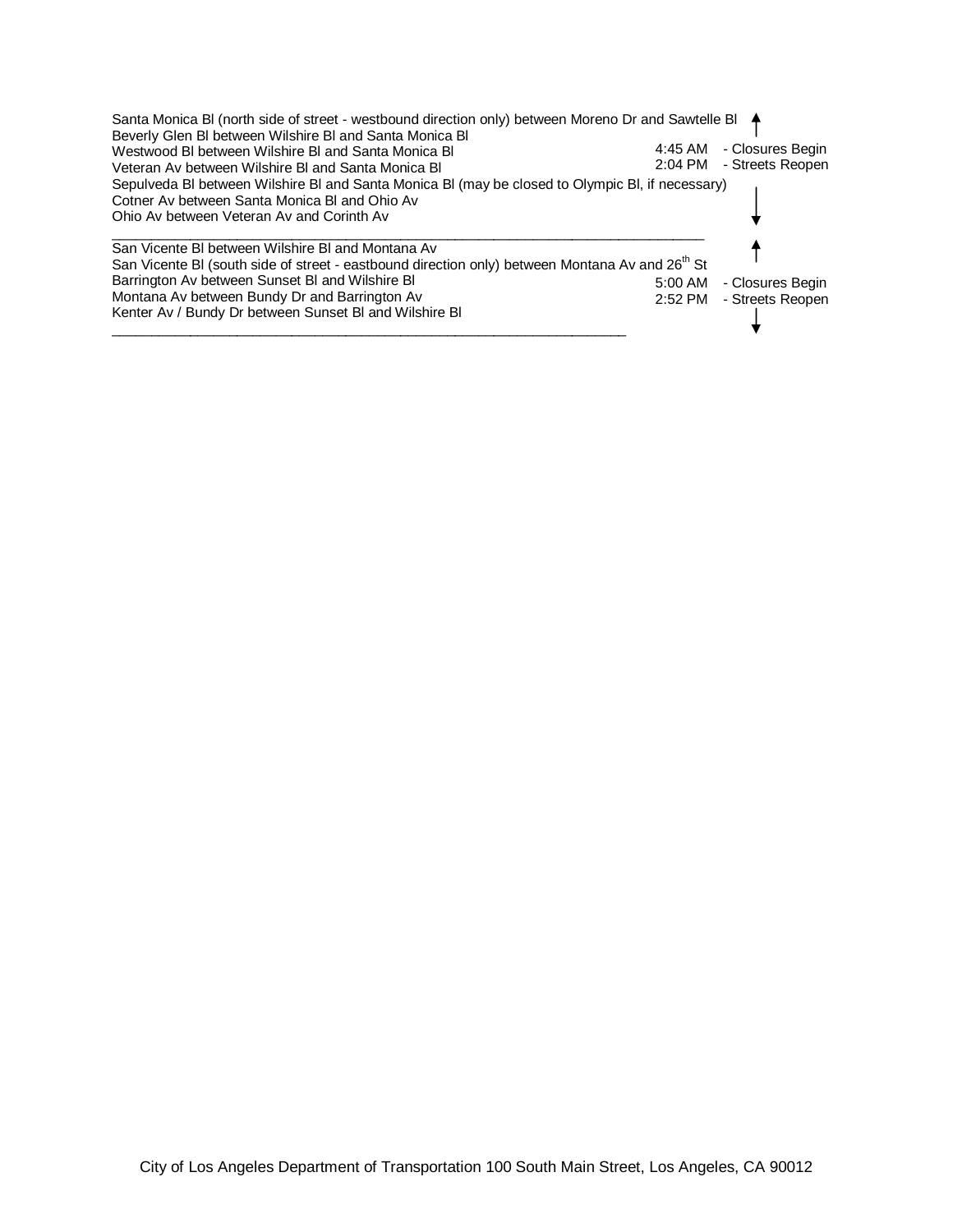Santa Monica Bl (north side of street - westbound direction only) between Moreno Dr and Sawtelle Bl
Beverly Glen Bl between Wilshire Bl and Santa Monica Bl
Westwood Bl between Wilshire Bl and Santa Monica Bl
Veteran Av between Wilshire Bl and Santa Monica Bl
Sepulveda Bl between Wilshire Bl and Santa Monica Bl (may be closed to Olympic Bl, if necessary)
Cotner Av between Santa Monica Bl and Ohio Av
Ohio Av between Veteran Av and Corinth Av

4:45 AM - Closures Begin
2:04 PM - Streets Reopen

---

San Vicente Bl between Wilshire Bl and Montana Av
San Vicente Bl (south side of street - eastbound direction only) between Montana Av and 26th St
Barrington Av between Sunset Bl and Wilshire Bl
Montana Av between Bundy Dr and Barrington Av
Kenter Av / Bundy Dr between Sunset Bl and Wilshire Bl

5:00 AM - Closures Begin
2:52 PM - Streets Reopen

---

City of Los Angeles Department of Transportation 100 South Main Street, Los Angeles, CA 90012